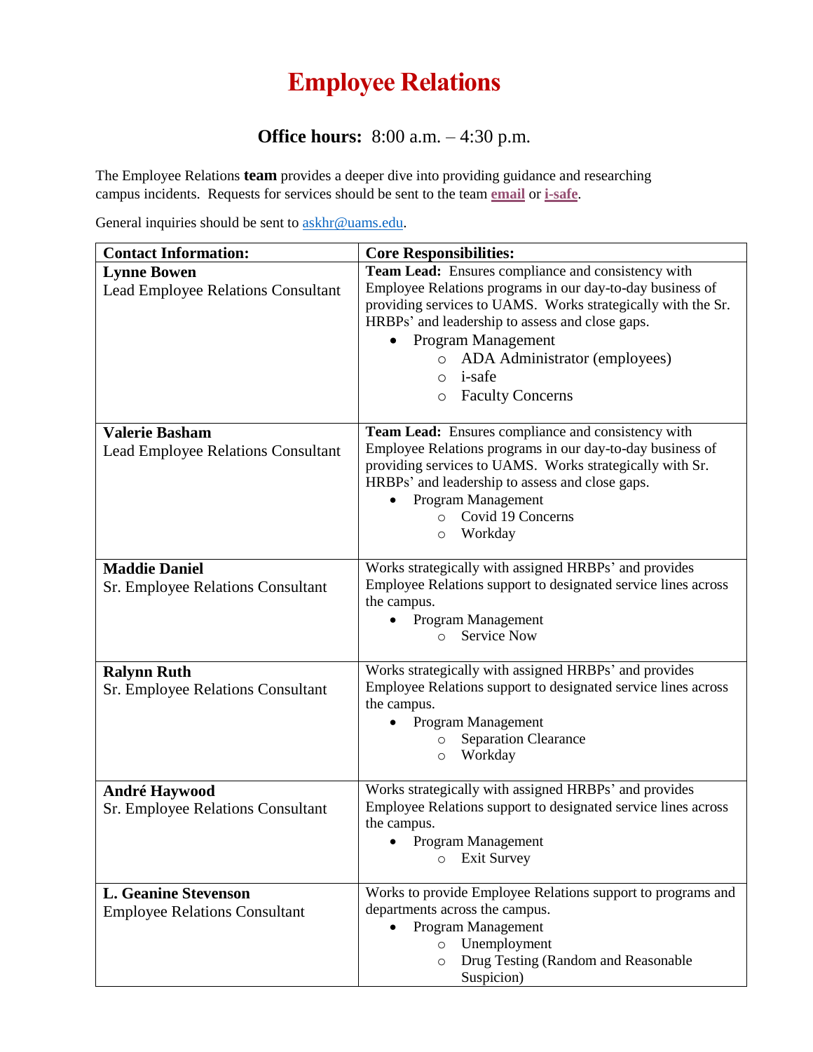# Employee Relations

### **Office hours:** 8:00 a.m. – 4:30 p.m.

The Employee Relations **team** provides a deeper dive into providing guidance and researching campus incidents. Requests for services should be sent to the team **email** or **i-safe**.

General inquiries should be sent to askhr@uams.edu.

| Contact Information: | Core Responsibilities: |
|---|---|
| **Lynne Bowen**<br>Lead Employee Relations Consultant | **Team Lead:** Ensures compliance and consistency with Employee Relations programs in our day-to-day business of providing services to UAMS. Works strategically with the Sr. HRBPs' and leadership to assess and close gaps.<br>• Program Management<br>&nbsp;&nbsp;&nbsp;&nbsp;○ ADA Administrator (employees)<br>&nbsp;&nbsp;&nbsp;&nbsp;○ i-safe<br>&nbsp;&nbsp;&nbsp;&nbsp;○ Faculty Concerns |
| **Valerie Basham**<br>Lead Employee Relations Consultant | **Team Lead:** Ensures compliance and consistency with Employee Relations programs in our day-to-day business of providing services to UAMS. Works strategically with Sr. HRBPs' and leadership to assess and close gaps.<br>• Program Management<br>&nbsp;&nbsp;&nbsp;&nbsp;○ Covid 19 Concerns<br>&nbsp;&nbsp;&nbsp;&nbsp;○ Workday |
| **Maddie Daniel**<br>Sr. Employee Relations Consultant | Works strategically with assigned HRBPs' and provides Employee Relations support to designated service lines across the campus.<br>• Program Management<br>&nbsp;&nbsp;&nbsp;&nbsp;○ Service Now |
| **Ralynn Ruth**<br>Sr. Employee Relations Consultant | Works strategically with assigned HRBPs' and provides Employee Relations support to designated service lines across the campus.<br>• Program Management<br>&nbsp;&nbsp;&nbsp;&nbsp;○ Separation Clearance<br>&nbsp;&nbsp;&nbsp;&nbsp;○ Workday |
| **André Haywood**<br>Sr. Employee Relations Consultant | Works strategically with assigned HRBPs' and provides Employee Relations support to designated service lines across the campus.<br>• Program Management<br>&nbsp;&nbsp;&nbsp;&nbsp;○ Exit Survey |
| **L. Geanine Stevenson**<br>Employee Relations Consultant | Works to provide Employee Relations support to programs and departments across the campus.<br>• Program Management<br>&nbsp;&nbsp;&nbsp;&nbsp;○ Unemployment<br>&nbsp;&nbsp;&nbsp;&nbsp;○ Drug Testing (Random and Reasonable Suspicion) |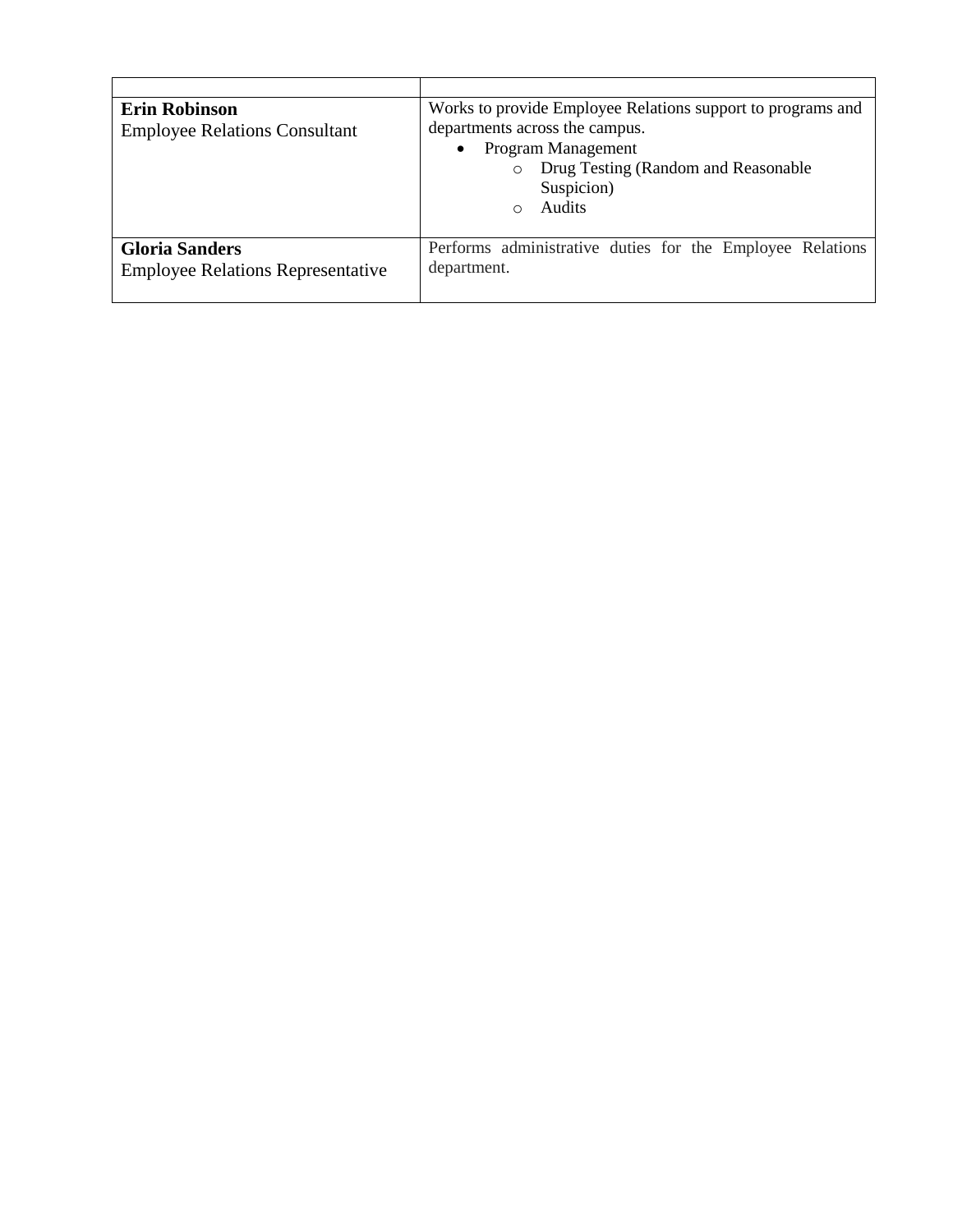| | |
|---|---|
| **Erin Robinson**<br>Employee Relations Consultant | Works to provide Employee Relations support to programs and departments across the campus.<br>• Program Management<br>  ○ Drug Testing (Random and Reasonable Suspicion)<br>  ○ Audits |
| **Gloria Sanders**<br>Employee Relations Representative | Performs administrative duties for the Employee Relations department. |